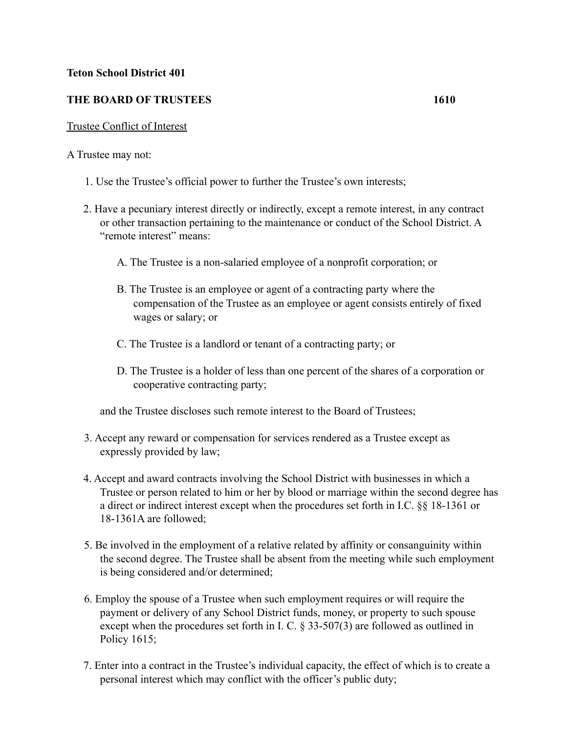**Teton School District 401**

**THE BOARD OF TRUSTEES 1610**

Trustee Conflict of Interest

A Trustee may not:

1. Use the Trustee's official power to further the Trustee's own interests;

2. Have a pecuniary interest directly or indirectly, except a remote interest, in any contract or other transaction pertaining to the maintenance or conduct of the School District. A "remote interest" means:

   A. The Trustee is a non-salaried employee of a nonprofit corporation; or

   B. The Trustee is an employee or agent of a contracting party where the compensation of the Trustee as an employee or agent consists entirely of fixed wages or salary; or

   C. The Trustee is a landlord or tenant of a contracting party; or

   D. The Trustee is a holder of less than one percent of the shares of a corporation or cooperative contracting party;

   and the Trustee discloses such remote interest to the Board of Trustees;

3. Accept any reward or compensation for services rendered as a Trustee except as expressly provided by law;

4. Accept and award contracts involving the School District with businesses in which a Trustee or person related to him or her by blood or marriage within the second degree has a direct or indirect interest except when the procedures set forth in I.C. §§ 18-1361 or 18-1361A are followed;

5. Be involved in the employment of a relative related by affinity or consanguinity within the second degree. The Trustee shall be absent from the meeting while such employment is being considered and/or determined;

6. Employ the spouse of a Trustee when such employment requires or will require the payment or delivery of any School District funds, money, or property to such spouse except when the procedures set forth in I. C. § 33-507(3) are followed as outlined in Policy 1615;

7. Enter into a contract in the Trustee's individual capacity, the effect of which is to create a personal interest which may conflict with the officer's public duty;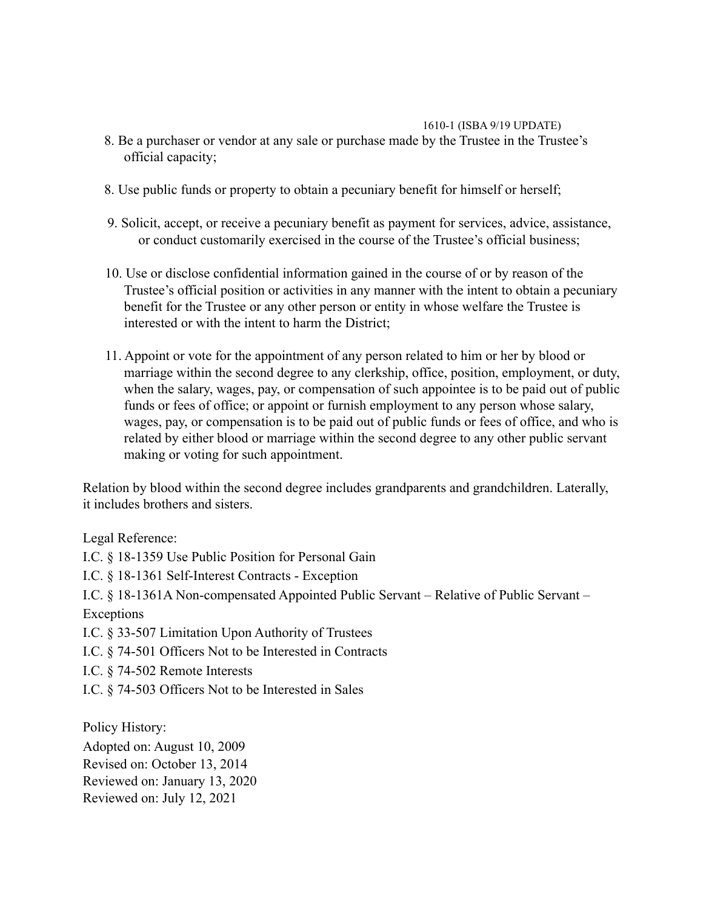8. Be a purchaser or vendor at any sale or purchase made by the Trustee in the Trustee's official capacity;

8. Use public funds or property to obtain a pecuniary benefit for himself or herself;

9. Solicit, accept, or receive a pecuniary benefit as payment for services, advice, assistance, or conduct customarily exercised in the course of the Trustee's official business;

10. Use or disclose confidential information gained in the course of or by reason of the Trustee's official position or activities in any manner with the intent to obtain a pecuniary benefit for the Trustee or any other person or entity in whose welfare the Trustee is interested or with the intent to harm the District;

11. Appoint or vote for the appointment of any person related to him or her by blood or marriage within the second degree to any clerkship, office, position, employment, or duty, when the salary, wages, pay, or compensation of such appointee is to be paid out of public funds or fees of office; or appoint or furnish employment to any person whose salary, wages, pay, or compensation is to be paid out of public funds or fees of office, and who is related by either blood or marriage within the second degree to any other public servant making or voting for such appointment.

Relation by blood within the second degree includes grandparents and grandchildren. Laterally, it includes brothers and sisters.

Legal Reference:
I.C. § 18-1359 Use Public Position for Personal Gain
I.C. § 18-1361 Self-Interest Contracts - Exception
I.C. § 18-1361A Non-compensated Appointed Public Servant – Relative of Public Servant – Exceptions
I.C. § 33-507 Limitation Upon Authority of Trustees
I.C. § 74-501 Officers Not to be Interested in Contracts
I.C. § 74-502 Remote Interests
I.C. § 74-503 Officers Not to be Interested in Sales

Policy History:
Adopted on: August 10, 2009
Revised on: October 13, 2014
Reviewed on: January 13, 2020
Reviewed on: July 12, 2021